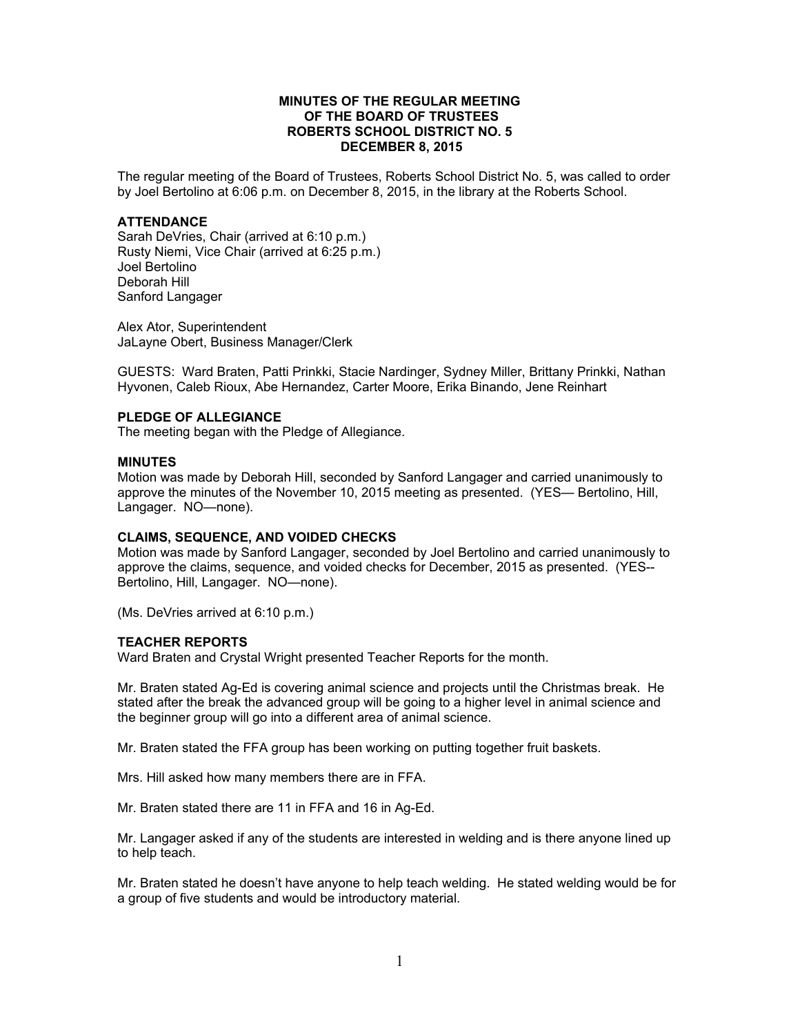**MINUTES OF THE REGULAR MEETING
OF THE BOARD OF TRUSTEES
ROBERTS SCHOOL DISTRICT NO. 5
DECEMBER 8, 2015**

The regular meeting of the Board of Trustees, Roberts School District No. 5, was called to order by Joel Bertolino at 6:06 p.m. on December 8, 2015, in the library at the Roberts School.

**ATTENDANCE**
Sarah DeVries, Chair (arrived at 6:10 p.m.)
Rusty Niemi, Vice Chair (arrived at 6:25 p.m.)
Joel Bertolino
Deborah Hill
Sanford Langager

Alex Ator, Superintendent
JaLayne Obert, Business Manager/Clerk

GUESTS: Ward Braten, Patti Prinkki, Stacie Nardinger, Sydney Miller, Brittany Prinkki, Nathan Hyvonen, Caleb Rioux, Abe Hernandez, Carter Moore, Erika Binando, Jene Reinhart

**PLEDGE OF ALLEGIANCE**
The meeting began with the Pledge of Allegiance.

**MINUTES**
Motion was made by Deborah Hill, seconded by Sanford Langager and carried unanimously to approve the minutes of the November 10, 2015 meeting as presented. (YES— Bertolino, Hill, Langager. NO—none).

**CLAIMS, SEQUENCE, AND VOIDED CHECKS**
Motion was made by Sanford Langager, seconded by Joel Bertolino and carried unanimously to approve the claims, sequence, and voided checks for December, 2015 as presented. (YES-- Bertolino, Hill, Langager. NO—none).

(Ms. DeVries arrived at 6:10 p.m.)

**TEACHER REPORTS**
Ward Braten and Crystal Wright presented Teacher Reports for the month.

Mr. Braten stated Ag-Ed is covering animal science and projects until the Christmas break. He stated after the break the advanced group will be going to a higher level in animal science and the beginner group will go into a different area of animal science.

Mr. Braten stated the FFA group has been working on putting together fruit baskets.

Mrs. Hill asked how many members there are in FFA.

Mr. Braten stated there are 11 in FFA and 16 in Ag-Ed.

Mr. Langager asked if any of the students are interested in welding and is there anyone lined up to help teach.

Mr. Braten stated he doesn't have anyone to help teach welding. He stated welding would be for a group of five students and would be introductory material.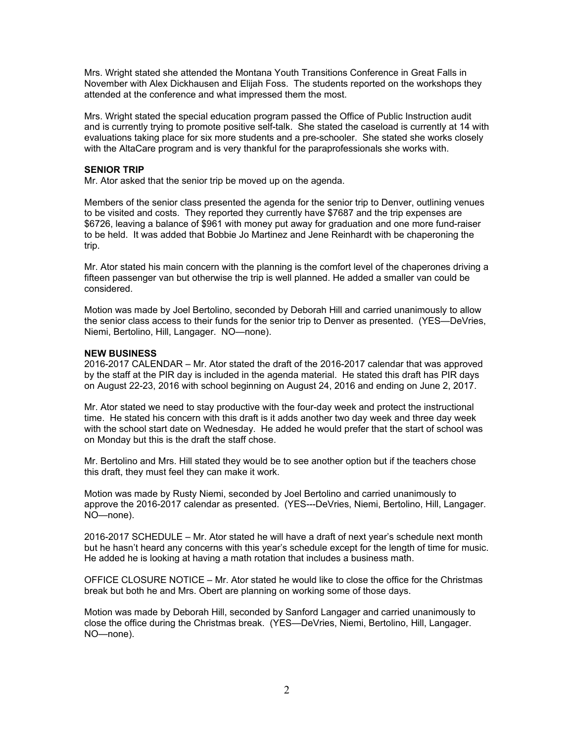Mrs. Wright stated she attended the Montana Youth Transitions Conference in Great Falls in November with Alex Dickhausen and Elijah Foss. The students reported on the workshops they attended at the conference and what impressed them the most.

Mrs. Wright stated the special education program passed the Office of Public Instruction audit and is currently trying to promote positive self-talk. She stated the caseload is currently at 14 with evaluations taking place for six more students and a pre-schooler. She stated she works closely with the AltaCare program and is very thankful for the paraprofessionals she works with.

**SENIOR TRIP**

Mr. Ator asked that the senior trip be moved up on the agenda.

Members of the senior class presented the agenda for the senior trip to Denver, outlining venues to be visited and costs. They reported they currently have $7687 and the trip expenses are $6726, leaving a balance of $961 with money put away for graduation and one more fund-raiser to be held. It was added that Bobbie Jo Martinez and Jene Reinhardt with be chaperoning the trip.

Mr. Ator stated his main concern with the planning is the comfort level of the chaperones driving a fifteen passenger van but otherwise the trip is well planned. He added a smaller van could be considered.

Motion was made by Joel Bertolino, seconded by Deborah Hill and carried unanimously to allow the senior class access to their funds for the senior trip to Denver as presented. (YES—DeVries, Niemi, Bertolino, Hill, Langager. NO—none).

**NEW BUSINESS**

2016-2017 CALENDAR – Mr. Ator stated the draft of the 2016-2017 calendar that was approved by the staff at the PIR day is included in the agenda material. He stated this draft has PIR days on August 22-23, 2016 with school beginning on August 24, 2016 and ending on June 2, 2017.

Mr. Ator stated we need to stay productive with the four-day week and protect the instructional time. He stated his concern with this draft is it adds another two day week and three day week with the school start date on Wednesday. He added he would prefer that the start of school was on Monday but this is the draft the staff chose.

Mr. Bertolino and Mrs. Hill stated they would be to see another option but if the teachers chose this draft, they must feel they can make it work.

Motion was made by Rusty Niemi, seconded by Joel Bertolino and carried unanimously to approve the 2016-2017 calendar as presented. (YES---DeVries, Niemi, Bertolino, Hill, Langager. NO—none).

2016-2017 SCHEDULE – Mr. Ator stated he will have a draft of next year's schedule next month but he hasn't heard any concerns with this year's schedule except for the length of time for music. He added he is looking at having a math rotation that includes a business math.

OFFICE CLOSURE NOTICE – Mr. Ator stated he would like to close the office for the Christmas break but both he and Mrs. Obert are planning on working some of those days.

Motion was made by Deborah Hill, seconded by Sanford Langager and carried unanimously to close the office during the Christmas break. (YES—DeVries, Niemi, Bertolino, Hill, Langager. NO—none).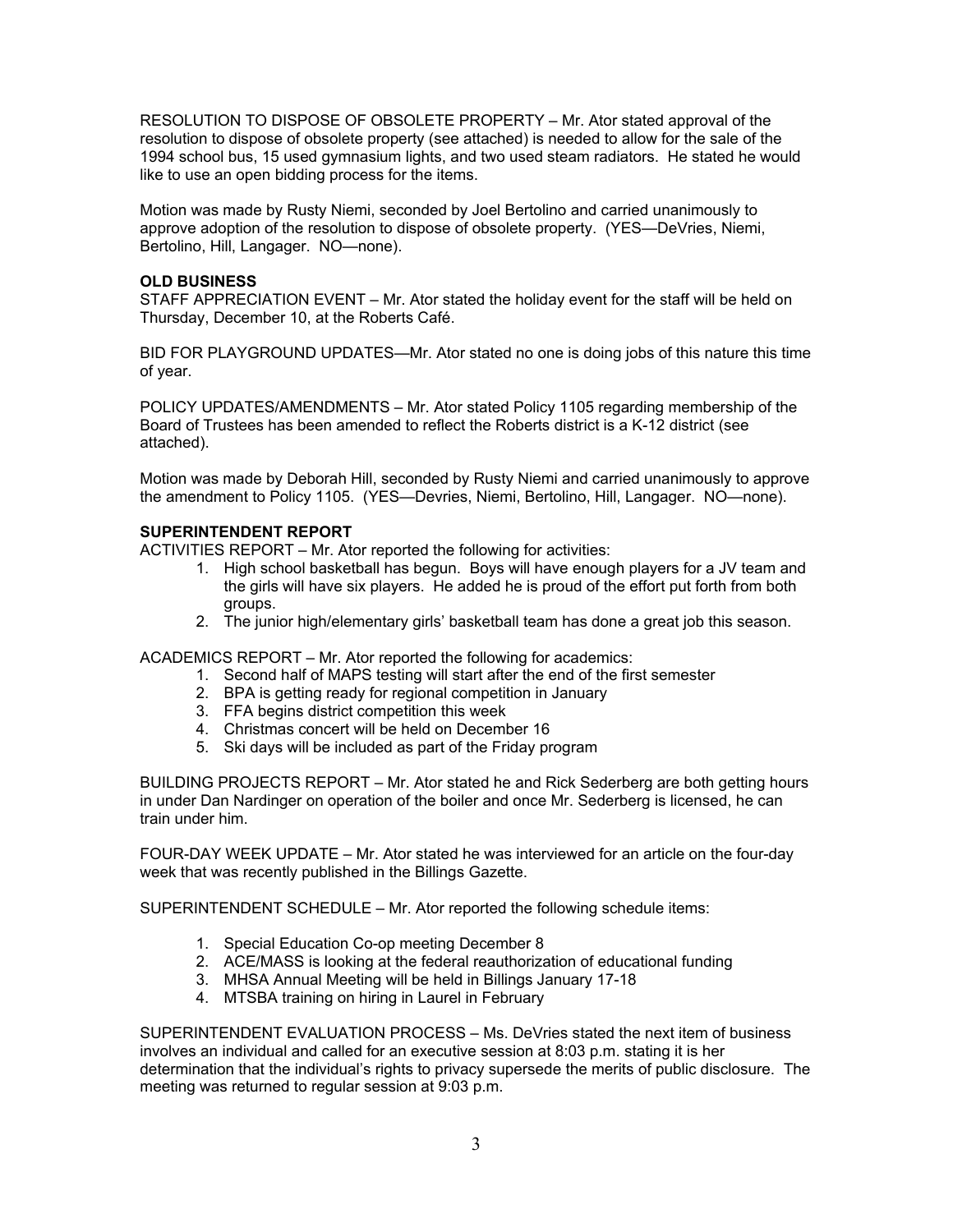RESOLUTION TO DISPOSE OF OBSOLETE PROPERTY – Mr. Ator stated approval of the resolution to dispose of obsolete property (see attached) is needed to allow for the sale of the 1994 school bus, 15 used gymnasium lights, and two used steam radiators. He stated he would like to use an open bidding process for the items.

Motion was made by Rusty Niemi, seconded by Joel Bertolino and carried unanimously to approve adoption of the resolution to dispose of obsolete property. (YES—DeVries, Niemi, Bertolino, Hill, Langager. NO—none).

**OLD BUSINESS**

STAFF APPRECIATION EVENT – Mr. Ator stated the holiday event for the staff will be held on Thursday, December 10, at the Roberts Café.

BID FOR PLAYGROUND UPDATES—Mr. Ator stated no one is doing jobs of this nature this time of year.

POLICY UPDATES/AMENDMENTS – Mr. Ator stated Policy 1105 regarding membership of the Board of Trustees has been amended to reflect the Roberts district is a K-12 district (see attached).

Motion was made by Deborah Hill, seconded by Rusty Niemi and carried unanimously to approve the amendment to Policy 1105. (YES—Devries, Niemi, Bertolino, Hill, Langager. NO—none).

**SUPERINTENDENT REPORT**

ACTIVITIES REPORT – Mr. Ator reported the following for activities:

1. High school basketball has begun. Boys will have enough players for a JV team and the girls will have six players. He added he is proud of the effort put forth from both groups.
2. The junior high/elementary girls' basketball team has done a great job this season.

ACADEMICS REPORT – Mr. Ator reported the following for academics:

1. Second half of MAPS testing will start after the end of the first semester
2. BPA is getting ready for regional competition in January
3. FFA begins district competition this week
4. Christmas concert will be held on December 16
5. Ski days will be included as part of the Friday program

BUILDING PROJECTS REPORT – Mr. Ator stated he and Rick Sederberg are both getting hours in under Dan Nardinger on operation of the boiler and once Mr. Sederberg is licensed, he can train under him.

FOUR-DAY WEEK UPDATE – Mr. Ator stated he was interviewed for an article on the four-day week that was recently published in the Billings Gazette.

SUPERINTENDENT SCHEDULE – Mr. Ator reported the following schedule items:

1. Special Education Co-op meeting December 8
2. ACE/MASS is looking at the federal reauthorization of educational funding
3. MHSA Annual Meeting will be held in Billings January 17-18
4. MTSBA training on hiring in Laurel in February

SUPERINTENDENT EVALUATION PROCESS – Ms. DeVries stated the next item of business involves an individual and called for an executive session at 8:03 p.m. stating it is her determination that the individual's rights to privacy supersede the merits of public disclosure. The meeting was returned to regular session at 9:03 p.m.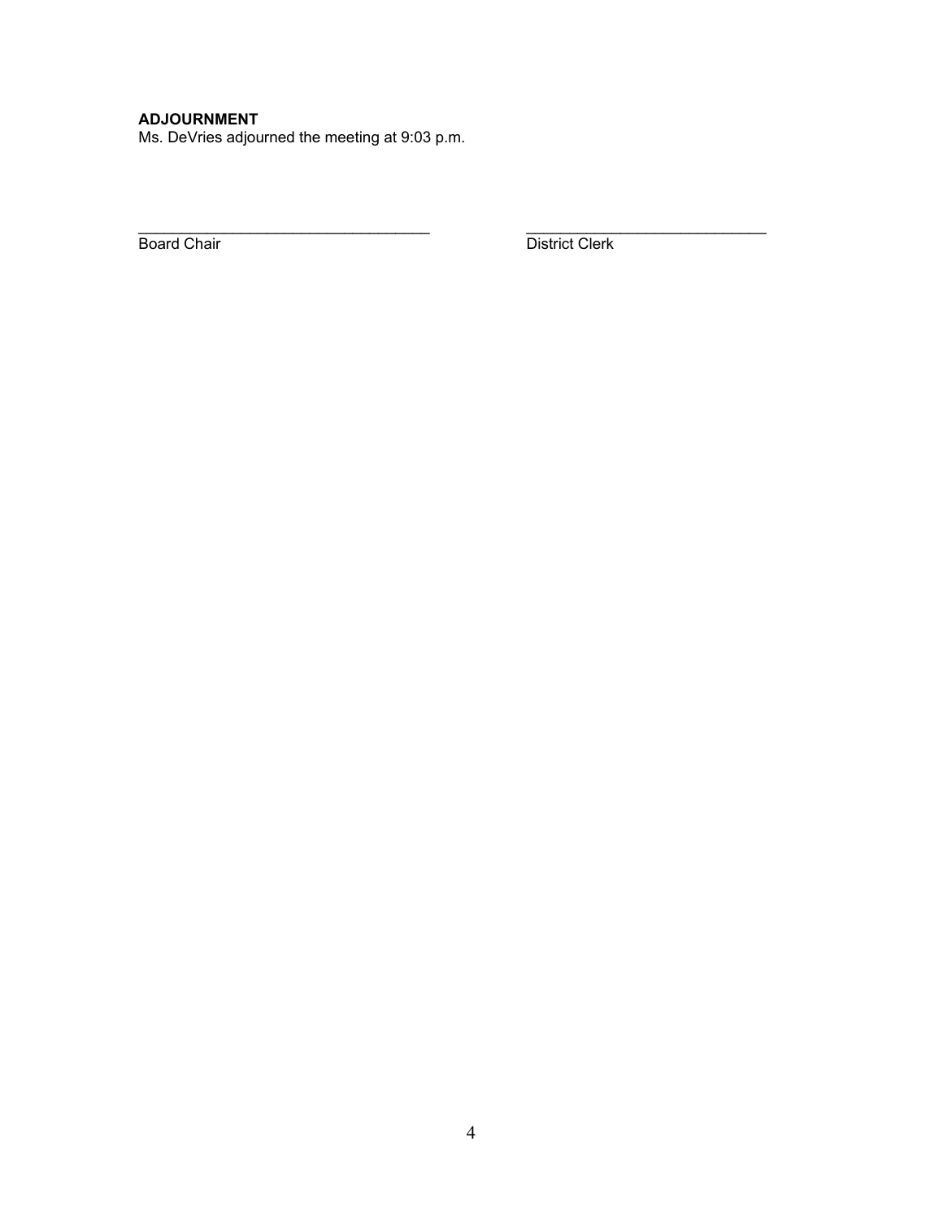**ADJOURNMENT**
Ms. DeVries adjourned the meeting at 9:03 p.m.

| ___________________________________ | _____________________________ |
| --- | --- |
| Board Chair | District Clerk |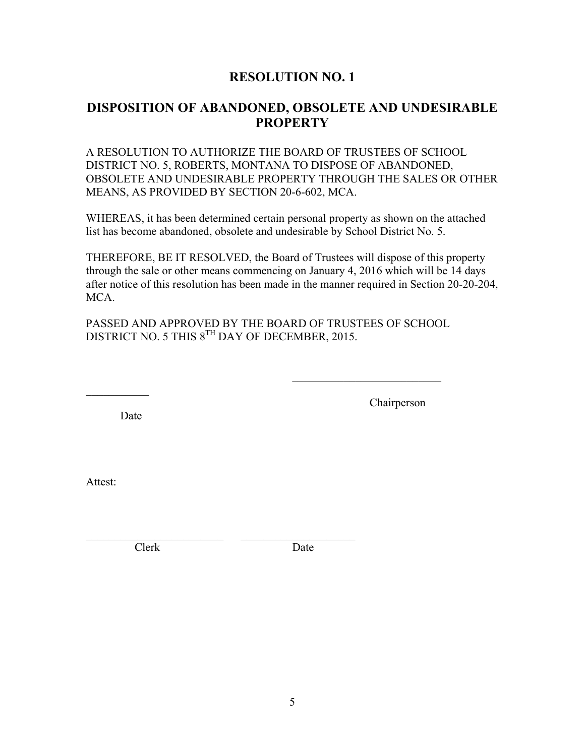# RESOLUTION NO. 1

## DISPOSITION OF ABANDONED, OBSOLETE AND UNDESIRABLE PROPERTY

A RESOLUTION TO AUTHORIZE THE BOARD OF TRUSTEES OF SCHOOL DISTRICT NO. 5, ROBERTS, MONTANA TO DISPOSE OF ABANDONED, OBSOLETE AND UNDESIRABLE PROPERTY THROUGH THE SALES OR OTHER MEANS, AS PROVIDED BY SECTION 20-6-602, MCA.

WHEREAS, it has been determined certain personal property as shown on the attached list has become abandoned, obsolete and undesirable by School District No. 5.

THEREFORE, BE IT RESOLVED, the Board of Trustees will dispose of this property through the sale or other means commencing on January 4, 2016 which will be 14 days after notice of this resolution has been made in the manner required in Section 20-20-204, MCA.

PASSED AND APPROVED BY THE BOARD OF TRUSTEES OF SCHOOL DISTRICT NO. 5 THIS 8TH DAY OF DECEMBER, 2015.

___________ Date

__________________________ Chairperson

Attest:

________________________ Clerk

____________________ Date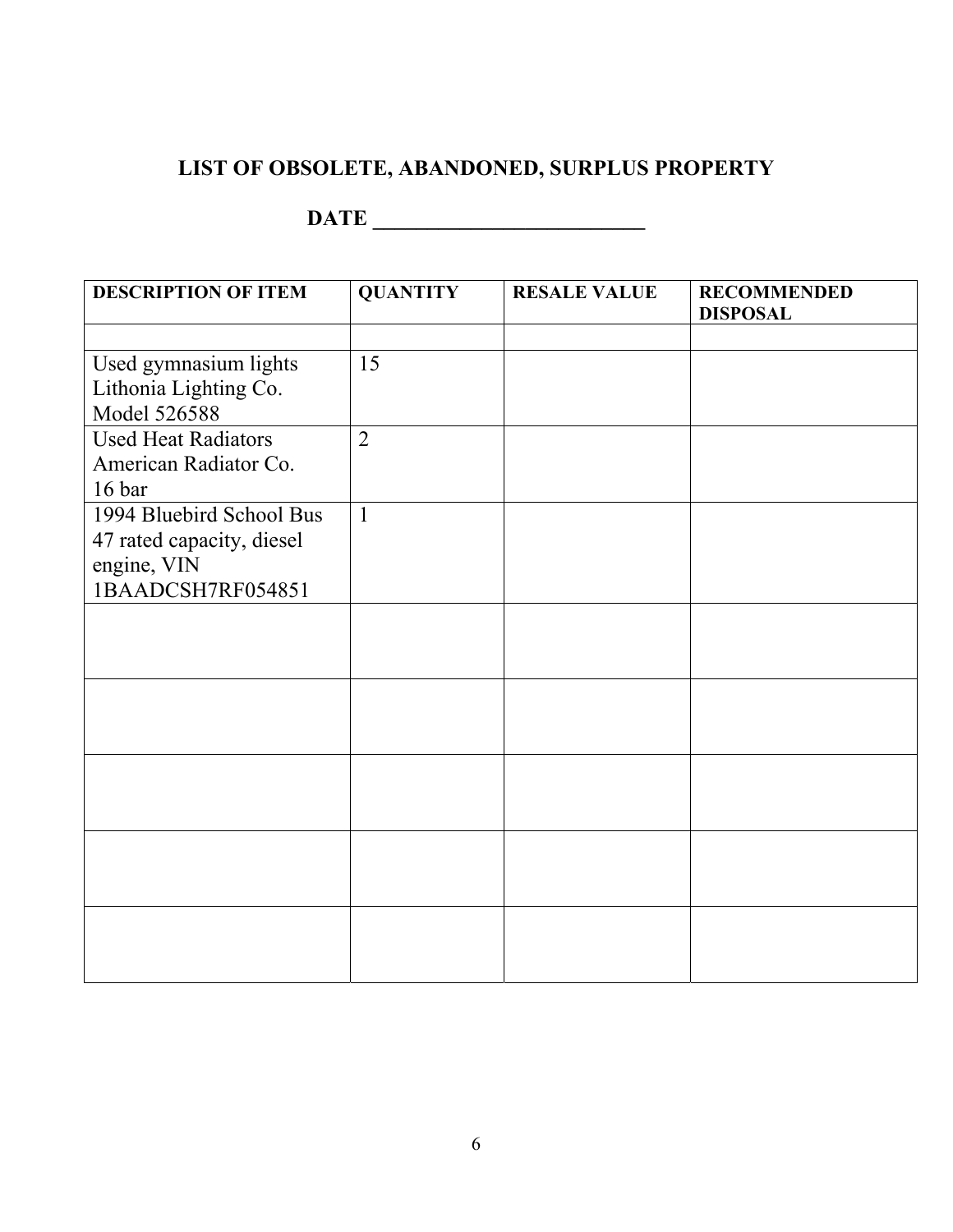## LIST OF OBSOLETE, ABANDONED, SURPLUS PROPERTY

**DATE \_\_\_\_\_\_\_\_\_\_\_\_\_\_\_\_\_\_\_\_\_\_\_\_\_\_**

| DESCRIPTION OF ITEM | QUANTITY | RESALE VALUE | RECOMMENDED DISPOSAL |
|---|---|---|---|
| | | | |
| Used gymnasium lights Lithonia Lighting Co. Model 526588 | 15 | | |
| Used Heat Radiators American Radiator Co. 16 bar | 2 | | |
| 1994 Bluebird School Bus 47 rated capacity, diesel engine, VIN 1BAADCSH7RF054851 | 1 | | |
| | | | |
| | | | |
| | | | |
| | | | |
| | | | |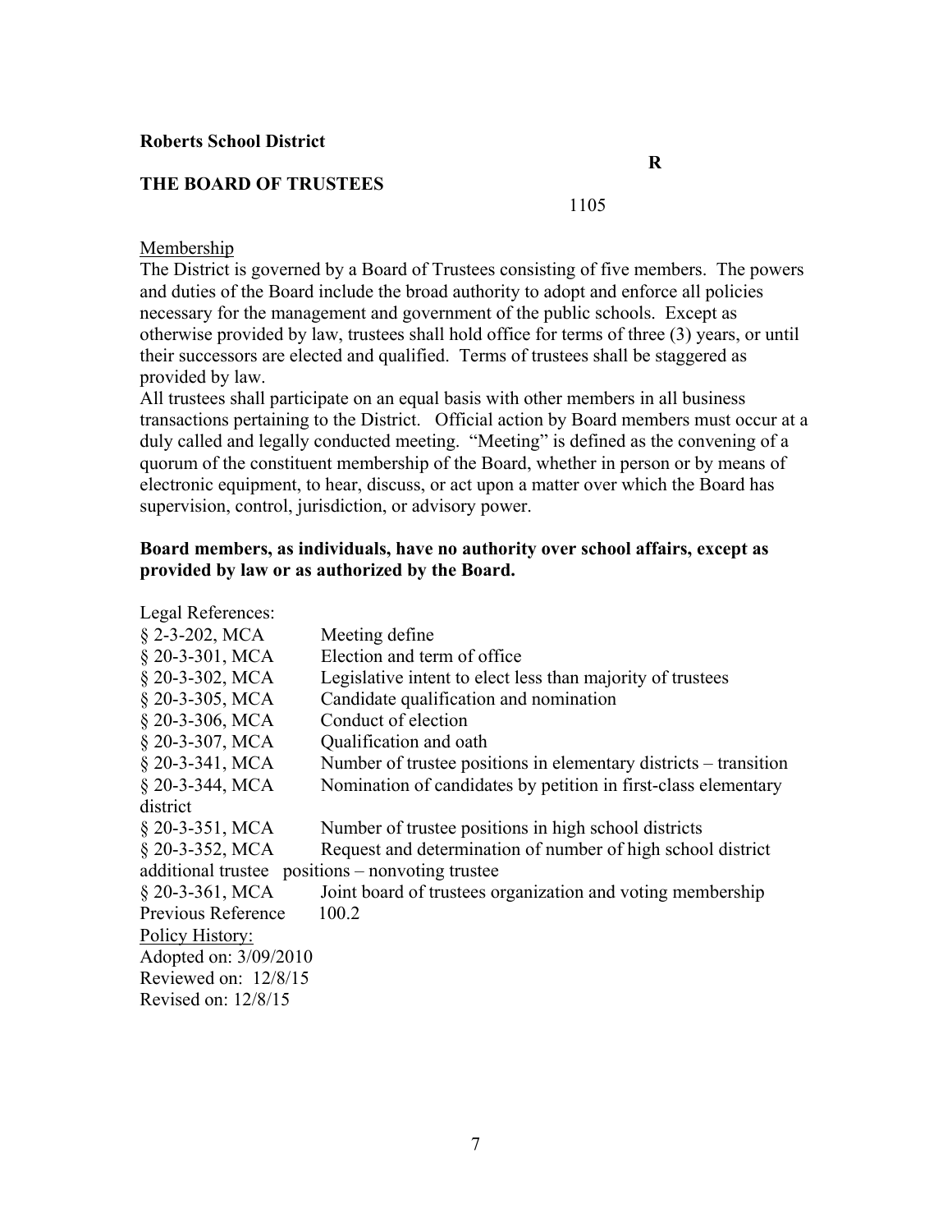**Roberts School District**

**R**

**THE BOARD OF TRUSTEES**

1105

Membership

The District is governed by a Board of Trustees consisting of five members. The powers and duties of the Board include the broad authority to adopt and enforce all policies necessary for the management and government of the public schools. Except as otherwise provided by law, trustees shall hold office for terms of three (3) years, or until their successors are elected and qualified. Terms of trustees shall be staggered as provided by law.

All trustees shall participate on an equal basis with other members in all business transactions pertaining to the District. Official action by Board members must occur at a duly called and legally conducted meeting. "Meeting" is defined as the convening of a quorum of the constituent membership of the Board, whether in person or by means of electronic equipment, to hear, discuss, or act upon a matter over which the Board has supervision, control, jurisdiction, or advisory power.

**Board members, as individuals, have no authority over school affairs, except as provided by law or as authorized by the Board.**

Legal References:

| | |
|---|---|
| § 2-3-202, MCA | Meeting define |
| § 20-3-301, MCA | Election and term of office |
| § 20-3-302, MCA | Legislative intent to elect less than majority of trustees |
| § 20-3-305, MCA | Candidate qualification and nomination |
| § 20-3-306, MCA | Conduct of election |
| § 20-3-307, MCA | Qualification and oath |
| § 20-3-341, MCA | Number of trustee positions in elementary districts – transition |
| § 20-3-344, MCA | Nomination of candidates by petition in first-class elementary district |
| § 20-3-351, MCA | Number of trustee positions in high school districts |
| § 20-3-352, MCA | Request and determination of number of high school district additional trustee positions – nonvoting trustee |
| § 20-3-361, MCA | Joint board of trustees organization and voting membership |
| Previous Reference | 100.2 |

Policy History:

Adopted on: 3/09/2010

Reviewed on: 12/8/15

Revised on: 12/8/15